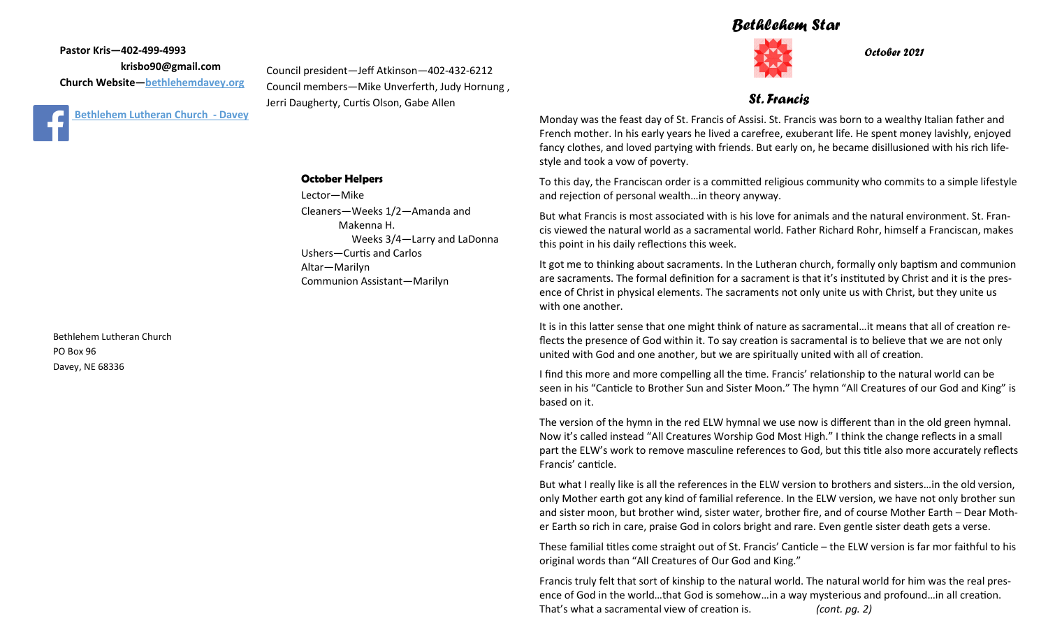**Pastor Kris—402-499-4993**

**krisbo90@gmail.com**

**Church Website—bethlehemdavey.org**

**Bethlehem Lutheran Church - Davey**

Council president—Jeff Atkinson—402-432-6212

Council members—Mike Unverferth, Judy Hornung , Jerri Daugherty, Curtis Olson, Gabe Allen

**October Helpers**

Lector—Mike

Cleaners—Weeks 1/2—Amanda and Makenna H.

Weeks 3/4—Larry and LaDonna

Ushers—Curtis and Carlos

Altar—Marilyn

Communion Assistant—Marilyn

Bethlehem Lutheran Church
PO Box 96
Davey, NE 68336

# *Bethlehem Star*

***October 2021***

## *St. Francis*

Monday was the feast day of St. Francis of Assisi. St. Francis was born to a wealthy Italian father and French mother. In his early years he lived a carefree, exuberant life. He spent money lavishly, enjoyed fancy clothes, and loved partying with friends. But early on, he became disillusioned with his rich lifestyle and took a vow of poverty.

To this day, the Franciscan order is a committed religious community who commits to a simple lifestyle and rejection of personal wealth…in theory anyway.

But what Francis is most associated with is his love for animals and the natural environment. St. Francis viewed the natural world as a sacramental world. Father Richard Rohr, himself a Franciscan, makes this point in his daily reflections this week.

It got me to thinking about sacraments. In the Lutheran church, formally only baptism and communion are sacraments. The formal definition for a sacrament is that it's instituted by Christ and it is the presence of Christ in physical elements. The sacraments not only unite us with Christ, but they unite us with one another.

It is in this latter sense that one might think of nature as sacramental…it means that all of creation reflects the presence of God within it. To say creation is sacramental is to believe that we are not only united with God and one another, but we are spiritually united with all of creation.

I find this more and more compelling all the time. Francis' relationship to the natural world can be seen in his "Canticle to Brother Sun and Sister Moon." The hymn "All Creatures of our God and King" is based on it.

The version of the hymn in the red ELW hymnal we use now is different than in the old green hymnal. Now it's called instead "All Creatures Worship God Most High." I think the change reflects in a small part the ELW's work to remove masculine references to God, but this title also more accurately reflects Francis' canticle.

But what I really like is all the references in the ELW version to brothers and sisters…in the old version, only Mother earth got any kind of familial reference. In the ELW version, we have not only brother sun and sister moon, but brother wind, sister water, brother fire, and of course Mother Earth – Dear Mother Earth so rich in care, praise God in colors bright and rare. Even gentle sister death gets a verse.

These familial titles come straight out of St. Francis' Canticle – the ELW version is far mor faithful to his original words than "All Creatures of Our God and King."

Francis truly felt that sort of kinship to the natural world. The natural world for him was the real presence of God in the world…that God is somehow…in a way mysterious and profound…in all creation. That's what a sacramental view of creation is. *(cont. pg. 2)*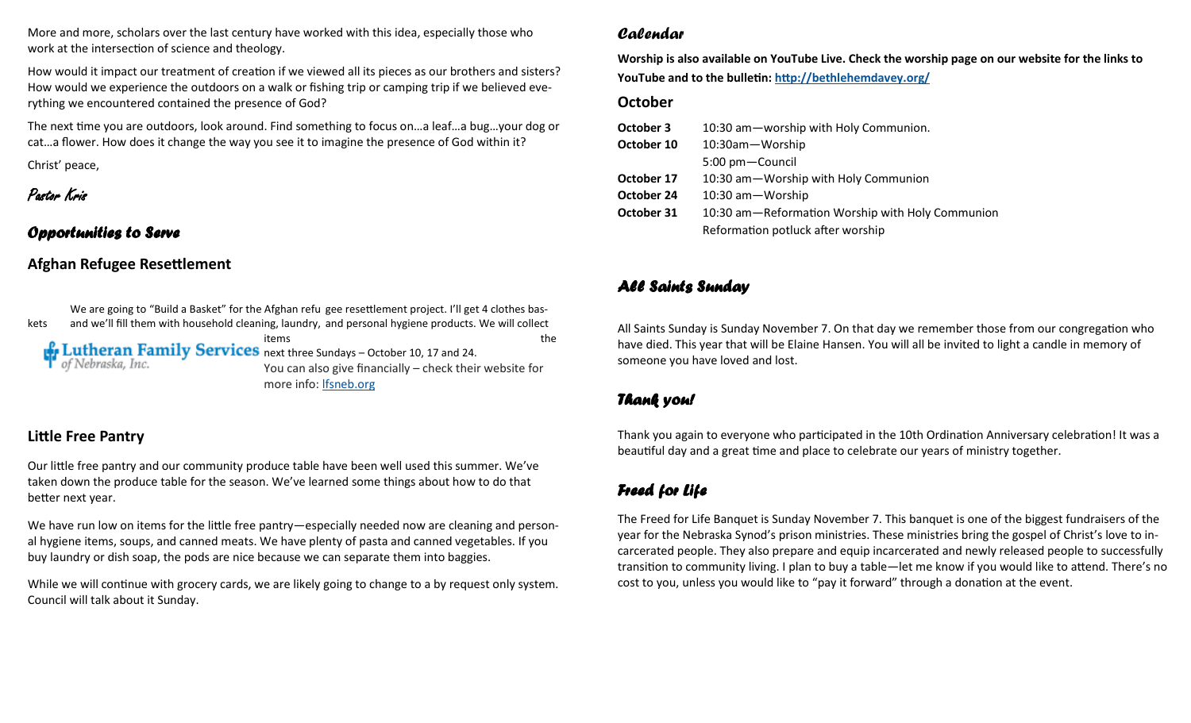More and more, scholars over the last century have worked with this idea, especially those who work at the intersection of science and theology.

How would it impact our treatment of creation if we viewed all its pieces as our brothers and sisters? How would we experience the outdoors on a walk or fishing trip or camping trip if we believed everything we encountered contained the presence of God?

The next time you are outdoors, look around. Find something to focus on…a leaf…a bug…your dog or cat…a flower. How does it change the way you see it to imagine the presence of God within it?

Christ' peace,

*Pastor Kris*

## *Opportunities to Serve*

### Afghan Refugee Resettlement

We are going to "Build a Basket" for the Afghan refugee resettlement project. I'll get 4 clothes baskets and we'll fill them with household cleaning, laundry, and personal hygiene products. We will collect items the next three Sundays – October 10, 17 and 24.

Lutheran Family Services of Nebraska, Inc.

You can also give financially – check their website for more info: lfsneb.org

### Little Free Pantry

Our little free pantry and our community produce table have been well used this summer. We've taken down the produce table for the season. We've learned some things about how to do that better next year.

We have run low on items for the little free pantry—especially needed now are cleaning and personal hygiene items, soups, and canned meats. We have plenty of pasta and canned vegetables. If you buy laundry or dish soap, the pods are nice because we can separate them into baggies.

While we will continue with grocery cards, we are likely going to change to a by request only system. Council will talk about it Sunday.

## *Calendar*

**Worship is also available on YouTube Live. Check the worship page on our website for the links to YouTube and to the bulletin: http://bethlehemdavey.org/**

### October

| | |
|---|---|
| **October 3** | 10:30 am—worship with Holy Communion. |
| **October 10** | 10:30am—Worship |
| | 5:00 pm—Council |
| **October 17** | 10:30 am—Worship with Holy Communion |
| **October 24** | 10:30 am—Worship |
| **October 31** | 10:30 am—Reformation Worship with Holy Communion |
| | Reformation potluck after worship |

## *All Saints Sunday*

All Saints Sunday is Sunday November 7. On that day we remember those from our congregation who have died. This year that will be Elaine Hansen. You will all be invited to light a candle in memory of someone you have loved and lost.

## *Thank you!*

Thank you again to everyone who participated in the 10th Ordination Anniversary celebration! It was a beautiful day and a great time and place to celebrate our years of ministry together.

## *Freed for Life*

The Freed for Life Banquet is Sunday November 7. This banquet is one of the biggest fundraisers of the year for the Nebraska Synod's prison ministries. These ministries bring the gospel of Christ's love to incarcerated people. They also prepare and equip incarcerated and newly released people to successfully transition to community living. I plan to buy a table—let me know if you would like to attend. There's no cost to you, unless you would like to "pay it forward" through a donation at the event.